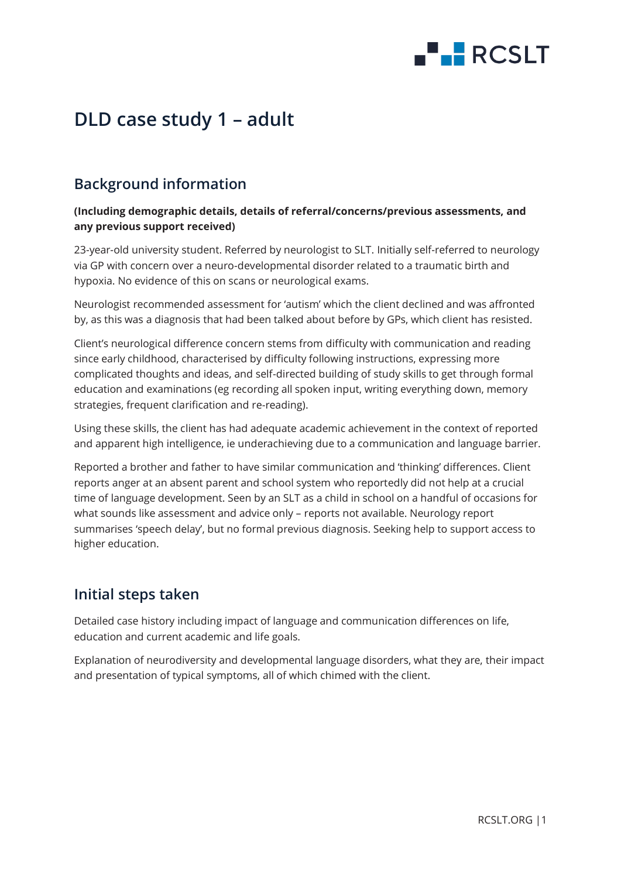# DLD case study 1 – adult

## Background information

**(Including demographic details, details of referral/concerns/previous assessments, and any previous support received)**

23-year-old university student. Referred by neurologist to SLT. Initially self-referred to neurology via GP with concern over a neuro-developmental disorder related to a traumatic birth and hypoxia. No evidence of this on scans or neurological exams.

Neurologist recommended assessment for 'autism' which the client declined and was affronted by, as this was a diagnosis that had been talked about before by GPs, which client has resisted.

Client's neurological difference concern stems from difficulty with communication and reading since early childhood, characterised by difficulty following instructions, expressing more complicated thoughts and ideas, and self-directed building of study skills to get through formal education and examinations (eg recording all spoken input, writing everything down, memory strategies, frequent clarification and re-reading).

Using these skills, the client has had adequate academic achievement in the context of reported and apparent high intelligence, ie underachieving due to a communication and language barrier.

Reported a brother and father to have similar communication and 'thinking' differences. Client reports anger at an absent parent and school system who reportedly did not help at a crucial time of language development. Seen by an SLT as a child in school on a handful of occasions for what sounds like assessment and advice only – reports not available. Neurology report summarises 'speech delay', but no formal previous diagnosis. Seeking help to support access to higher education.

## Initial steps taken

Detailed case history including impact of language and communication differences on life, education and current academic and life goals.

Explanation of neurodiversity and developmental language disorders, what they are, their impact and presentation of typical symptoms, all of which chimed with the client.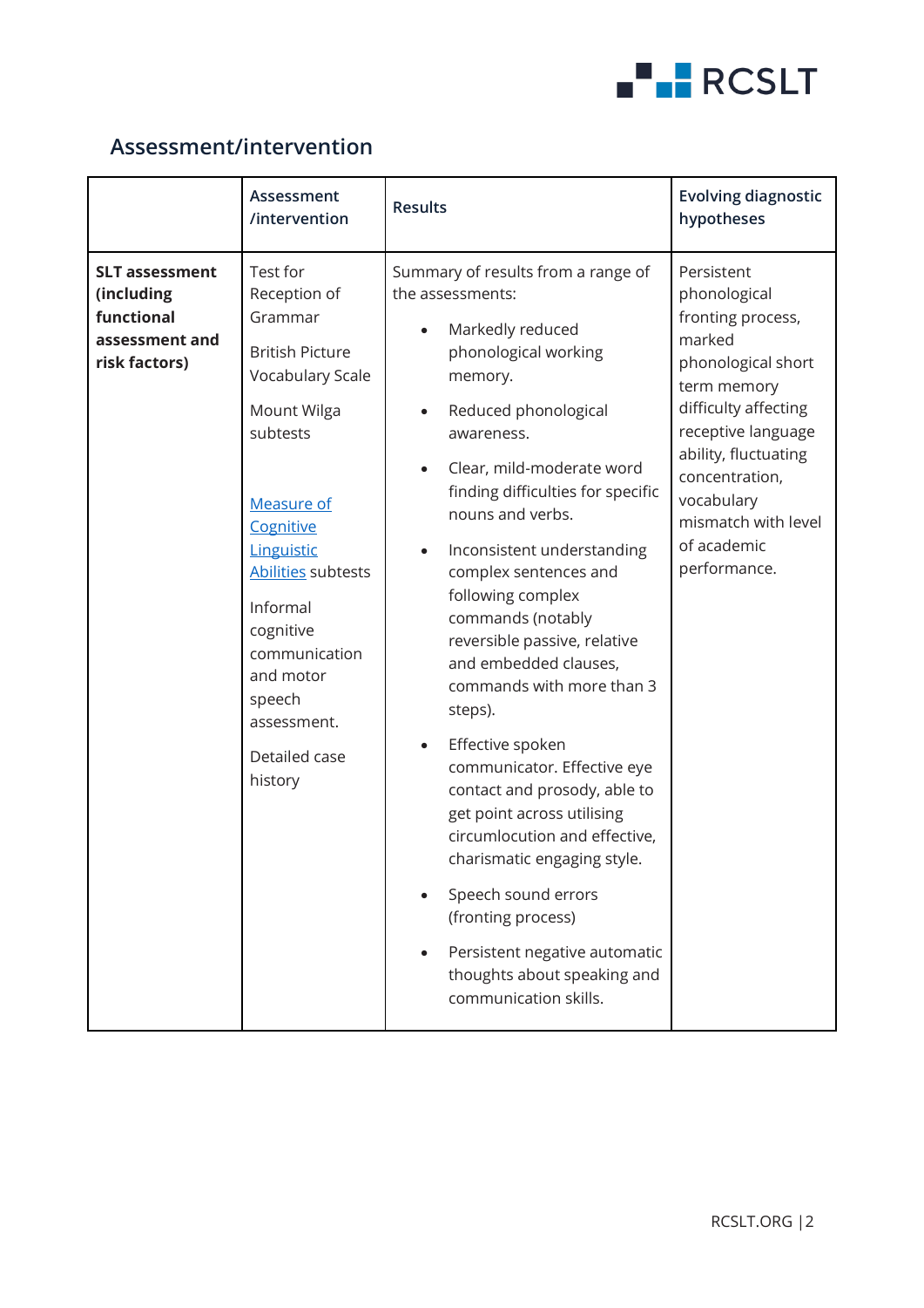## Assessment/intervention

| | Assessment /intervention | Results | Evolving diagnostic hypotheses |
|---|---|---|---|
| **SLT assessment (including functional assessment and risk factors)** | Test for Reception of Grammar<br><br>British Picture Vocabulary Scale<br><br>Mount Wilga subtests<br><br>Measure of Cognitive Linguistic Abilities subtests<br><br>Informal cognitive communication and motor speech assessment.<br><br>Detailed case history | Summary of results from a range of the assessments:<br><br>• Markedly reduced phonological working memory.<br>• Reduced phonological awareness.<br>• Clear, mild-moderate word finding difficulties for specific nouns and verbs.<br>• Inconsistent understanding complex sentences and following complex commands (notably reversible passive, relative and embedded clauses, commands with more than 3 steps).<br>• Effective spoken communicator. Effective eye contact and prosody, able to get point across utilising circumlocution and effective, charismatic engaging style.<br>• Speech sound errors (fronting process)<br>• Persistent negative automatic thoughts about speaking and communication skills. | Persistent phonological fronting process, marked phonological short term memory difficulty affecting receptive language ability, fluctuating concentration, vocabulary mismatch with level of academic performance. |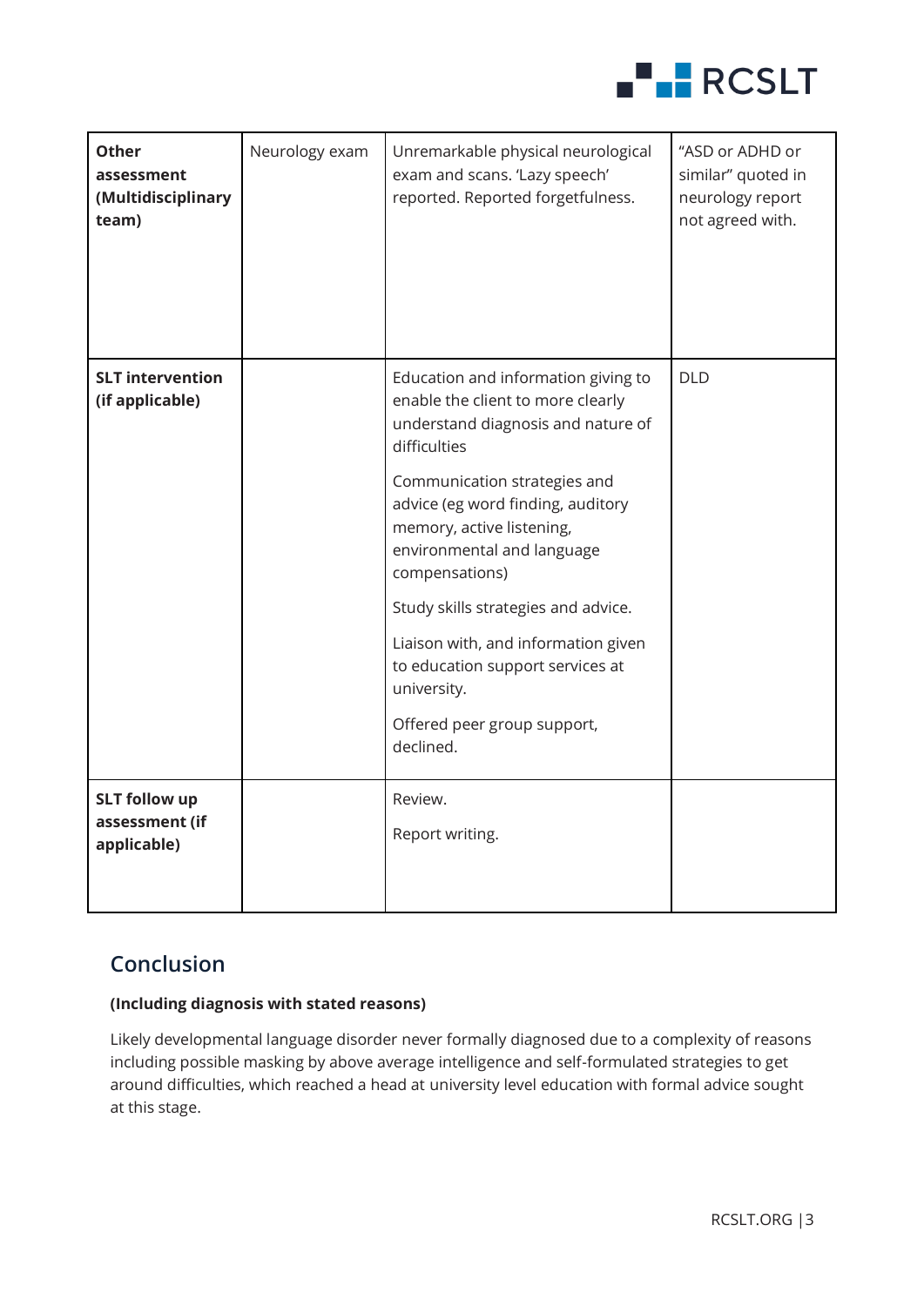| | | | |
|---|---|---|---|
| **Other assessment (Multidisciplinary team)** | Neurology exam | Unremarkable physical neurological exam and scans. 'Lazy speech' reported. Reported forgetfulness. | "ASD or ADHD or similar" quoted in neurology report not agreed with. |
| **SLT intervention (if applicable)** | | Education and information giving to enable the client to more clearly understand diagnosis and nature of difficulties<br><br>Communication strategies and advice (eg word finding, auditory memory, active listening, environmental and language compensations)<br><br>Study skills strategies and advice.<br><br>Liaison with, and information given to education support services at university.<br><br>Offered peer group support, declined. | DLD |
| **SLT follow up assessment (if applicable)** | | Review.<br><br>Report writing. | |

## Conclusion

**(Including diagnosis with stated reasons)**

Likely developmental language disorder never formally diagnosed due to a complexity of reasons including possible masking by above average intelligence and self-formulated strategies to get around difficulties, which reached a head at university level education with formal advice sought at this stage.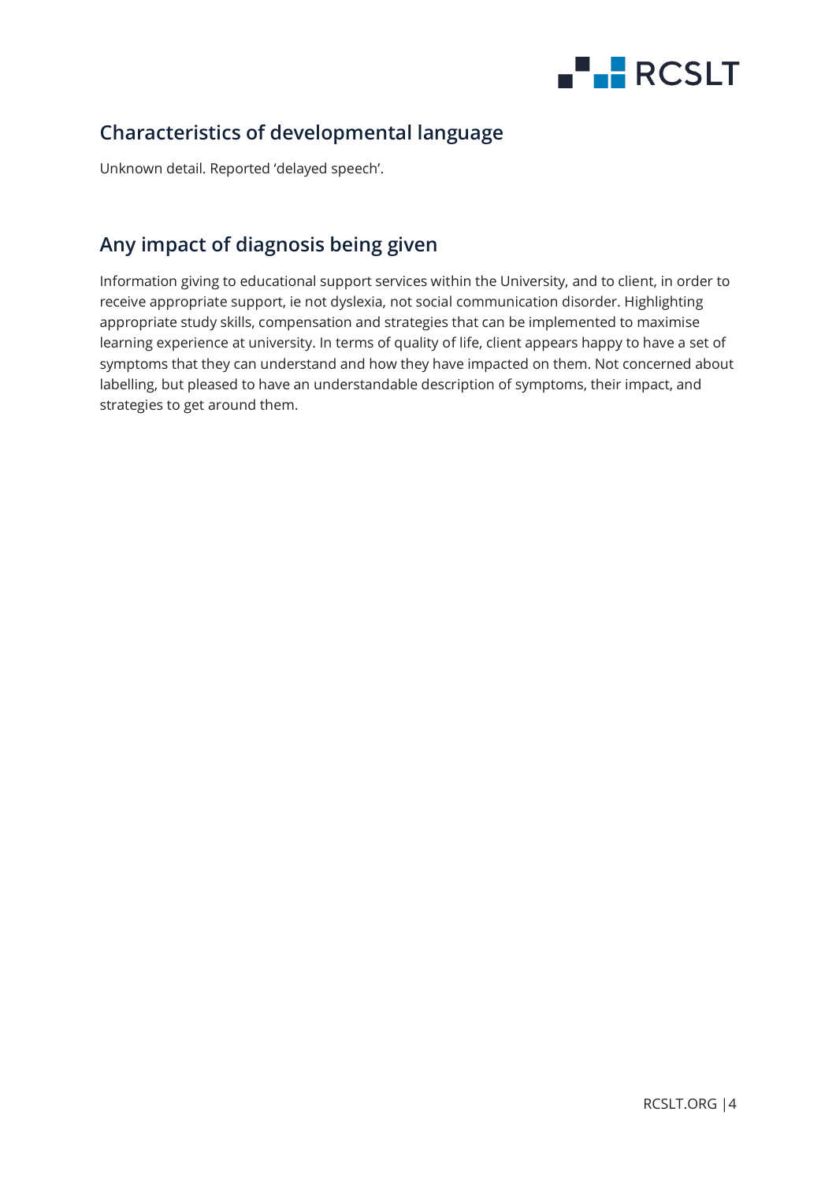## Characteristics of developmental language

Unknown detail. Reported 'delayed speech'.

## Any impact of diagnosis being given

Information giving to educational support services within the University, and to client, in order to receive appropriate support, ie not dyslexia, not social communication disorder. Highlighting appropriate study skills, compensation and strategies that can be implemented to maximise learning experience at university. In terms of quality of life, client appears happy to have a set of symptoms that they can understand and how they have impacted on them. Not concerned about labelling, but pleased to have an understandable description of symptoms, their impact, and strategies to get around them.